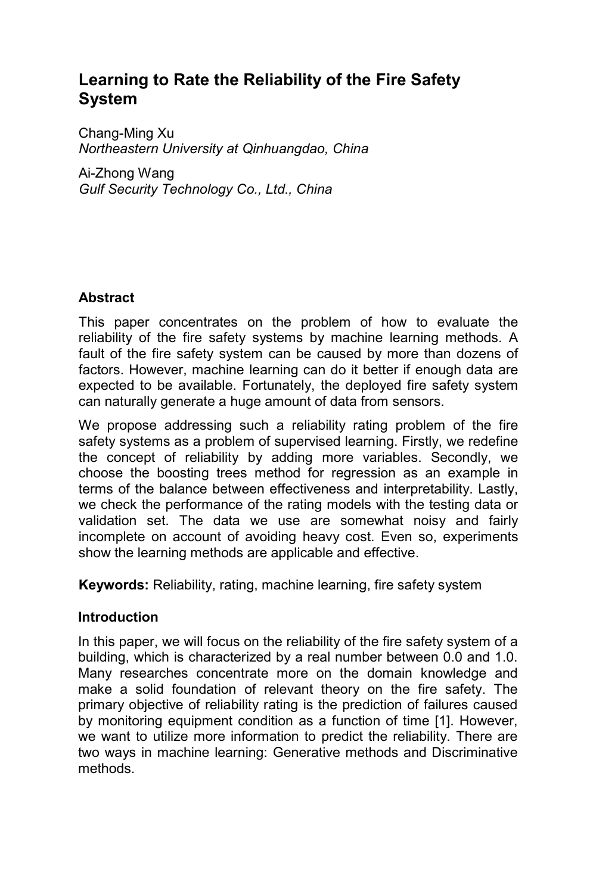# Learning to Rate the Reliability of the Fire Safety System

Chang-Ming Xu
*Northeastern University at Qinhuangdao, China*

Ai-Zhong Wang
*Gulf Security Technology Co., Ltd., China*

## Abstract

This paper concentrates on the problem of how to evaluate the reliability of the fire safety systems by machine learning methods. A fault of the fire safety system can be caused by more than dozens of factors. However, machine learning can do it better if enough data are expected to be available. Fortunately, the deployed fire safety system can naturally generate a huge amount of data from sensors.

We propose addressing such a reliability rating problem of the fire safety systems as a problem of supervised learning. Firstly, we redefine the concept of reliability by adding more variables. Secondly, we choose the boosting trees method for regression as an example in terms of the balance between effectiveness and interpretability. Lastly, we check the performance of the rating models with the testing data or validation set. The data we use are somewhat noisy and fairly incomplete on account of avoiding heavy cost. Even so, experiments show the learning methods are applicable and effective.

**Keywords:** Reliability, rating, machine learning, fire safety system

## Introduction

In this paper, we will focus on the reliability of the fire safety system of a building, which is characterized by a real number between 0.0 and 1.0. Many researches concentrate more on the domain knowledge and make a solid foundation of relevant theory on the fire safety. The primary objective of reliability rating is the prediction of failures caused by monitoring equipment condition as a function of time [1]. However, we want to utilize more information to predict the reliability. There are two ways in machine learning: Generative methods and Discriminative methods.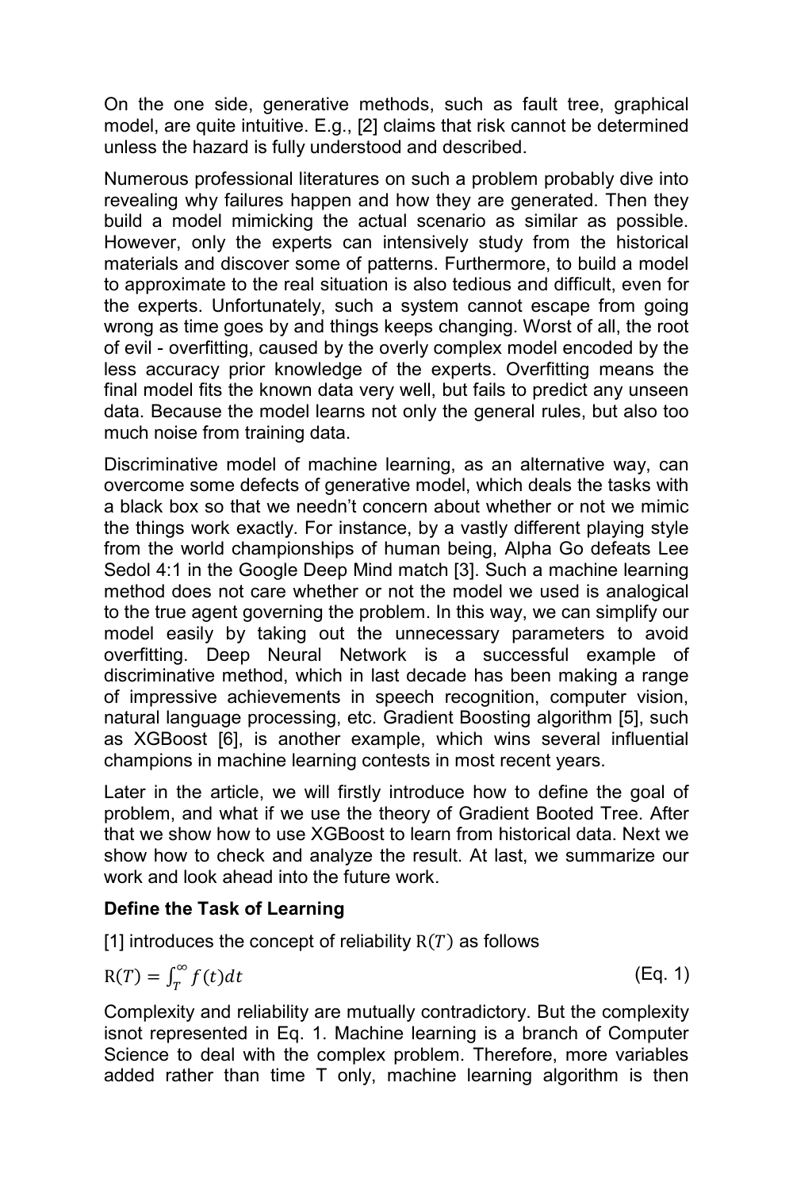On the one side, generative methods, such as fault tree, graphical model, are quite intuitive. E.g., [2] claims that risk cannot be determined unless the hazard is fully understood and described.

Numerous professional literatures on such a problem probably dive into revealing why failures happen and how they are generated. Then they build a model mimicking the actual scenario as similar as possible. However, only the experts can intensively study from the historical materials and discover some of patterns. Furthermore, to build a model to approximate to the real situation is also tedious and difficult, even for the experts. Unfortunately, such a system cannot escape from going wrong as time goes by and things keeps changing. Worst of all, the root of evil - overfitting, caused by the overly complex model encoded by the less accuracy prior knowledge of the experts. Overfitting means the final model fits the known data very well, but fails to predict any unseen data. Because the model learns not only the general rules, but also too much noise from training data.

Discriminative model of machine learning, as an alternative way, can overcome some defects of generative model, which deals the tasks with a black box so that we needn't concern about whether or not we mimic the things work exactly. For instance, by a vastly different playing style from the world championships of human being, Alpha Go defeats Lee Sedol 4:1 in the Google Deep Mind match [3]. Such a machine learning method does not care whether or not the model we used is analogical to the true agent governing the problem. In this way, we can simplify our model easily by taking out the unnecessary parameters to avoid overfitting. Deep Neural Network is a successful example of discriminative method, which in last decade has been making a range of impressive achievements in speech recognition, computer vision, natural language processing, etc. Gradient Boosting algorithm [5], such as XGBoost [6], is another example, which wins several influential champions in machine learning contests in most recent years.

Later in the article, we will firstly introduce how to define the goal of problem, and what if we use the theory of Gradient Booted Tree. After that we show how to use XGBoost to learn from historical data. Next we show how to check and analyze the result. At last, we summarize our work and look ahead into the future work.

**Define the Task of Learning**

[1] introduces the concept of reliability $\mathrm{R}(T)$ as follows

$$\mathrm{R}(T) = \int_{T}^{\infty} f(t)dt \qquad \text{(Eq. 1)}$$

Complexity and reliability are mutually contradictory. But the complexity isnot represented in Eq. 1. Machine learning is a branch of Computer Science to deal with the complex problem. Therefore, more variables added rather than time T only, machine learning algorithm is then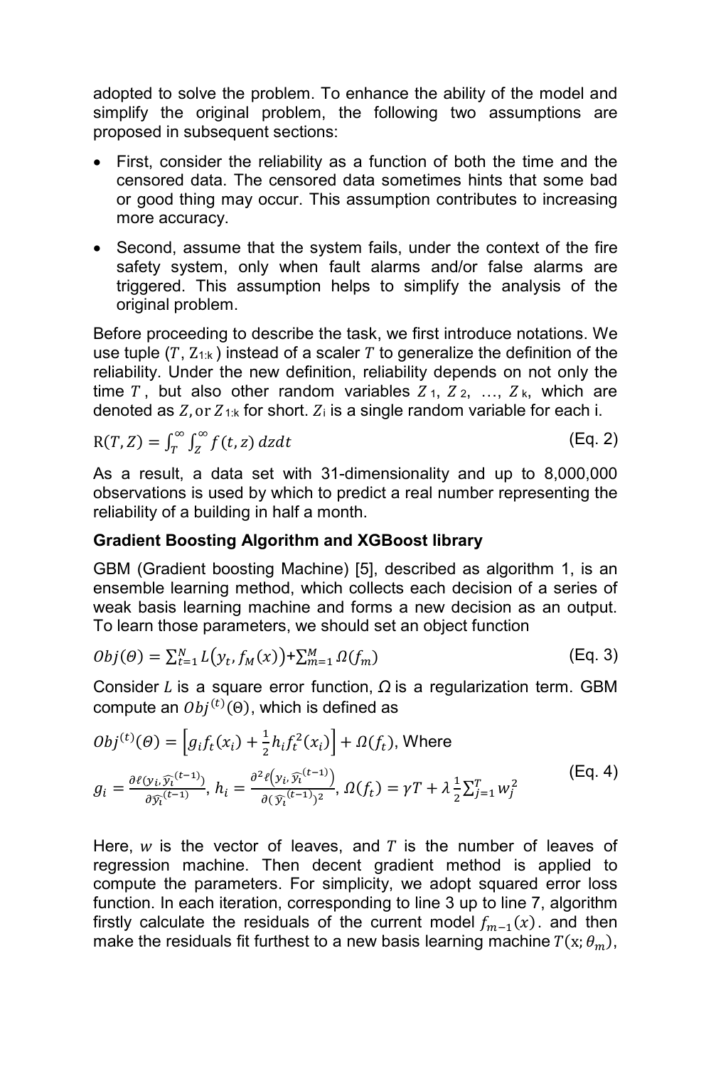adopted to solve the problem. To enhance the ability of the model and simplify the original problem, the following two assumptions are proposed in subsequent sections:

- First, consider the reliability as a function of both the time and the censored data. The censored data sometimes hints that some bad or good thing may occur. This assumption contributes to increasing more accuracy.
- Second, assume that the system fails, under the context of the fire safety system, only when fault alarms and/or false alarms are triggered. This assumption helps to simplify the analysis of the original problem.

Before proceeding to describe the task, we first introduce notations. We use tuple ($T$, $Z_{1:k}$) instead of a scaler $T$ to generalize the definition of the reliability. Under the new definition, reliability depends on not only the time $T$, but also other random variables $Z_1$, $Z_2$, …, $Z_k$, which are denoted as $Z$, or $Z_{1:k}$ for short. $Z_i$ is a single random variable for each i.

$$\mathrm{R}(T, Z) = \int_T^{\infty}\int_Z^{\infty} f(t, z)\, dzdt \tag{Eq. 2}$$

As a result, a data set with 31-dimensionality and up to 8,000,000 observations is used by which to predict a real number representing the reliability of a building in half a month.

**Gradient Boosting Algorithm and XGBoost library**

GBM (Gradient boosting Machine) [5], described as algorithm 1, is an ensemble learning method, which collects each decision of a series of weak basis learning machine and forms a new decision as an output. To learn those parameters, we should set an object function

$$Obj(\Theta) = \sum_{t=1}^{N} L\big(y_t, f_M(x)\big) + \sum_{m=1}^{M} \Omega(f_m) \tag{Eq. 3}$$

Consider $L$ is a square error function, $\Omega$ is a regularization term. GBM compute an $Obj^{(t)}(\Theta)$, which is defined as

$$Obj^{(t)}(\Theta) = \left[g_i f_t(x_i) + \frac{1}{2} h_i f_t^2(x_i)\right] + \Omega(f_t), \text{ Where}$$
$$g_i = \frac{\partial \ell(y_i, \widehat{y_i}^{(t-1)})}{\partial \widehat{y_i}^{(t-1)}},\ h_i = \frac{\partial^2 \ell\big(y_i, \widehat{y_i}^{(t-1)}\big)}{\partial (\widehat{y_i}^{(t-1)})^2},\ \Omega(f_t) = \gamma T + \lambda \frac{1}{2} \sum_{j=1}^{T} w_j^2 \tag{Eq. 4}$$

Here, $w$ is the vector of leaves, and $T$ is the number of leaves of regression machine. Then decent gradient method is applied to compute the parameters. For simplicity, we adopt squared error loss function. In each iteration, corresponding to line 3 up to line 7, algorithm firstly calculate the residuals of the current model $f_{m-1}(x)$. and then make the residuals fit furthest to a new basis learning machine $T(\mathrm{x}; \theta_m)$,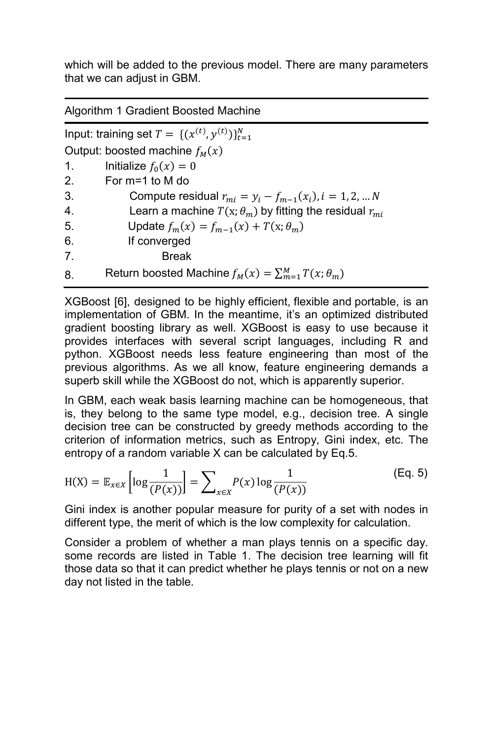which will be added to the previous model. There are many parameters that we can adjust in GBM.

---

Algorithm 1 Gradient Boosted Machine

---

Input: training set $T = \{(x^{(t)}, y^{(t)})\}_{t=1}^{N}$

Output: boosted machine $f_M(x)$

1. Initialize $f_0(x) = 0$
2. For m=1 to M do
3. Compute residual $r_{mi} = y_i - f_{m-1}(x_i), i = 1, 2, \dots N$
4. Learn a machine $T(\mathrm{x}; \theta_m)$ by fitting the residual $r_{mi}$
5. Update $f_m(x) = f_{m-1}(x) + T(\mathrm{x}; \theta_m)$
6. If converged
7. Break
8. Return boosted Machine $f_M(x) = \sum_{m=1}^{M} T(x; \theta_m)$

---

XGBoost [6], designed to be highly efficient, flexible and portable, is an implementation of GBM. In the meantime, it's an optimized distributed gradient boosting library as well. XGBoost is easy to use because it provides interfaces with several script languages, including R and python. XGBoost needs less feature engineering than most of the previous algorithms. As we all know, feature engineering demands a superb skill while the XGBoost do not, which is apparently superior.

In GBM, each weak basis learning machine can be homogeneous, that is, they belong to the same type model, e.g., decision tree. A single decision tree can be constructed by greedy methods according to the criterion of information metrics, such as Entropy, Gini index, etc. The entropy of a random variable X can be calculated by Eq.5.

$$\mathrm{H(X)} = \mathbb{E}_{x \in X}\left[\log \frac{1}{(P(x))}\right] = \sum_{x \in X} P(x) \log \frac{1}{(P(x))} \qquad \text{(Eq. 5)}$$

Gini index is another popular measure for purity of a set with nodes in different type, the merit of which is the low complexity for calculation.

Consider a problem of whether a man plays tennis on a specific day. some records are listed in Table 1. The decision tree learning will fit those data so that it can predict whether he plays tennis or not on a new day not listed in the table.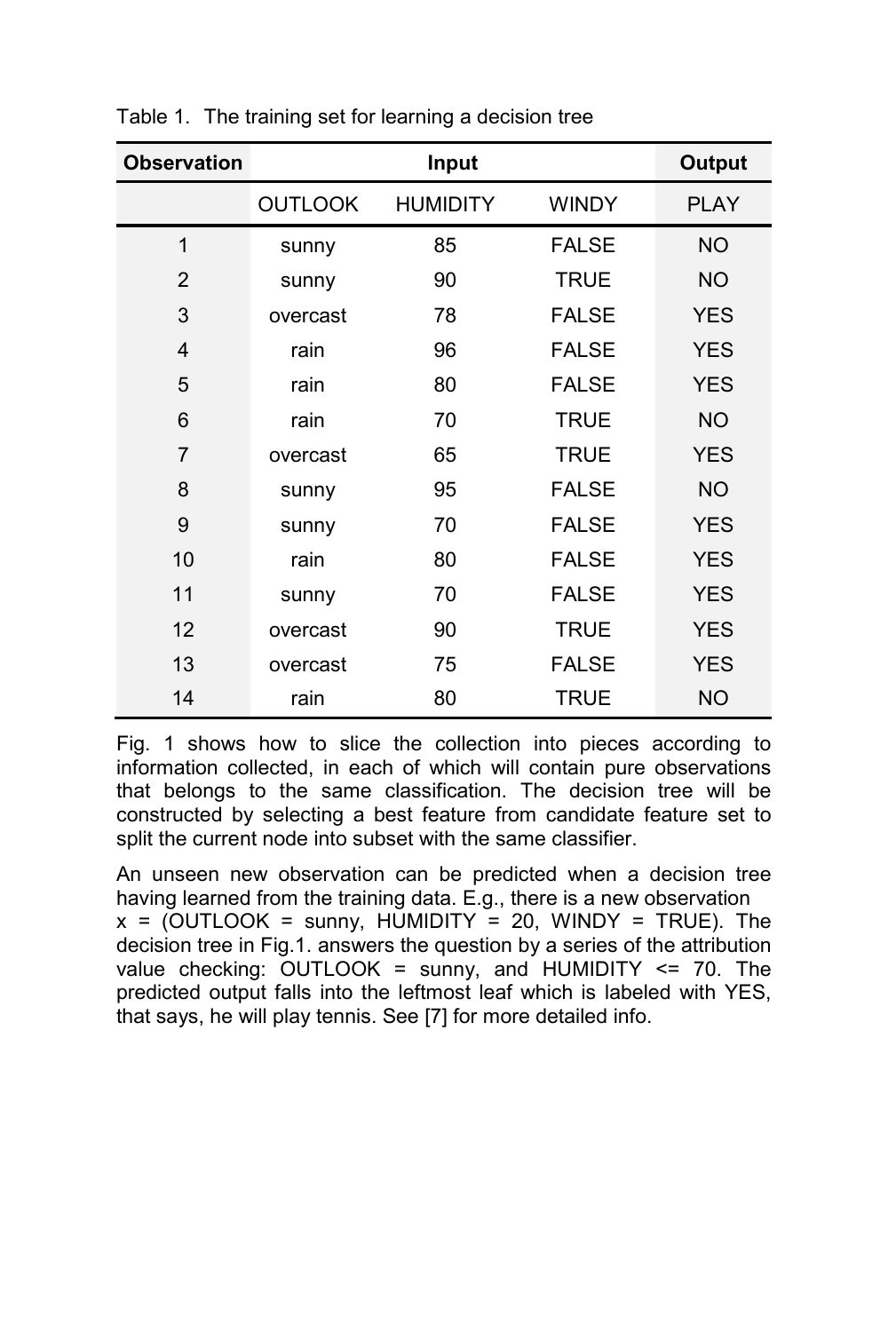Table 1. The training set for learning a decision tree

| Observation | Input | | | Output |
|---|---|---|---|---|
| | OUTLOOK | HUMIDITY | WINDY | PLAY |
| 1 | sunny | 85 | FALSE | NO |
| 2 | sunny | 90 | TRUE | NO |
| 3 | overcast | 78 | FALSE | YES |
| 4 | rain | 96 | FALSE | YES |
| 5 | rain | 80 | FALSE | YES |
| 6 | rain | 70 | TRUE | NO |
| 7 | overcast | 65 | TRUE | YES |
| 8 | sunny | 95 | FALSE | NO |
| 9 | sunny | 70 | FALSE | YES |
| 10 | rain | 80 | FALSE | YES |
| 11 | sunny | 70 | FALSE | YES |
| 12 | overcast | 90 | TRUE | YES |
| 13 | overcast | 75 | FALSE | YES |
| 14 | rain | 80 | TRUE | NO |

Fig. 1 shows how to slice the collection into pieces according to information collected, in each of which will contain pure observations that belongs to the same classification. The decision tree will be constructed by selecting a best feature from candidate feature set to split the current node into subset with the same classifier.

An unseen new observation can be predicted when a decision tree having learned from the training data. E.g., there is a new observation x = (OUTLOOK = sunny, HUMIDITY = 20, WINDY = TRUE). The decision tree in Fig.1. answers the question by a series of the attribution value checking: OUTLOOK = sunny, and HUMIDITY <= 70. The predicted output falls into the leftmost leaf which is labeled with YES, that says, he will play tennis. See [7] for more detailed info.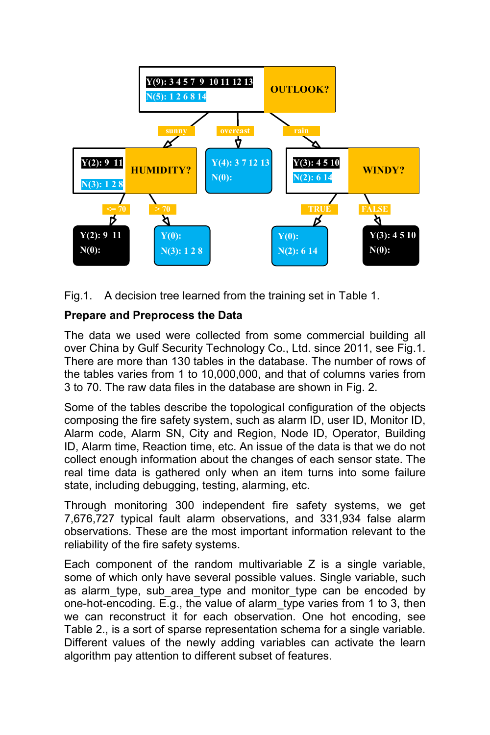Fig.1. A decision tree learned from the training set in Table 1.

**Prepare and Preprocess the Data**

The data we used were collected from some commercial building all over China by Gulf Security Technology Co., Ltd. since 2011, see Fig.1. There are more than 130 tables in the database. The number of rows of the tables varies from 1 to 10,000,000, and that of columns varies from 3 to 70. The raw data files in the database are shown in Fig. 2.

Some of the tables describe the topological configuration of the objects composing the fire safety system, such as alarm ID, user ID, Monitor ID, Alarm code, Alarm SN, City and Region, Node ID, Operator, Building ID, Alarm time, Reaction time, etc. An issue of the data is that we do not collect enough information about the changes of each sensor state. The real time data is gathered only when an item turns into some failure state, including debugging, testing, alarming, etc.

Through monitoring 300 independent fire safety systems, we get 7,676,727 typical fault alarm observations, and 331,934 false alarm observations. These are the most important information relevant to the reliability of the fire safety systems.

Each component of the random multivariable Z is a single variable, some of which only have several possible values. Single variable, such as alarm_type, sub_area_type and monitor_type can be encoded by one-hot-encoding. E.g., the value of alarm_type varies from 1 to 3, then we can reconstruct it for each observation. One hot encoding, see Table 2., is a sort of sparse representation schema for a single variable. Different values of the newly adding variables can activate the learn algorithm pay attention to different subset of features.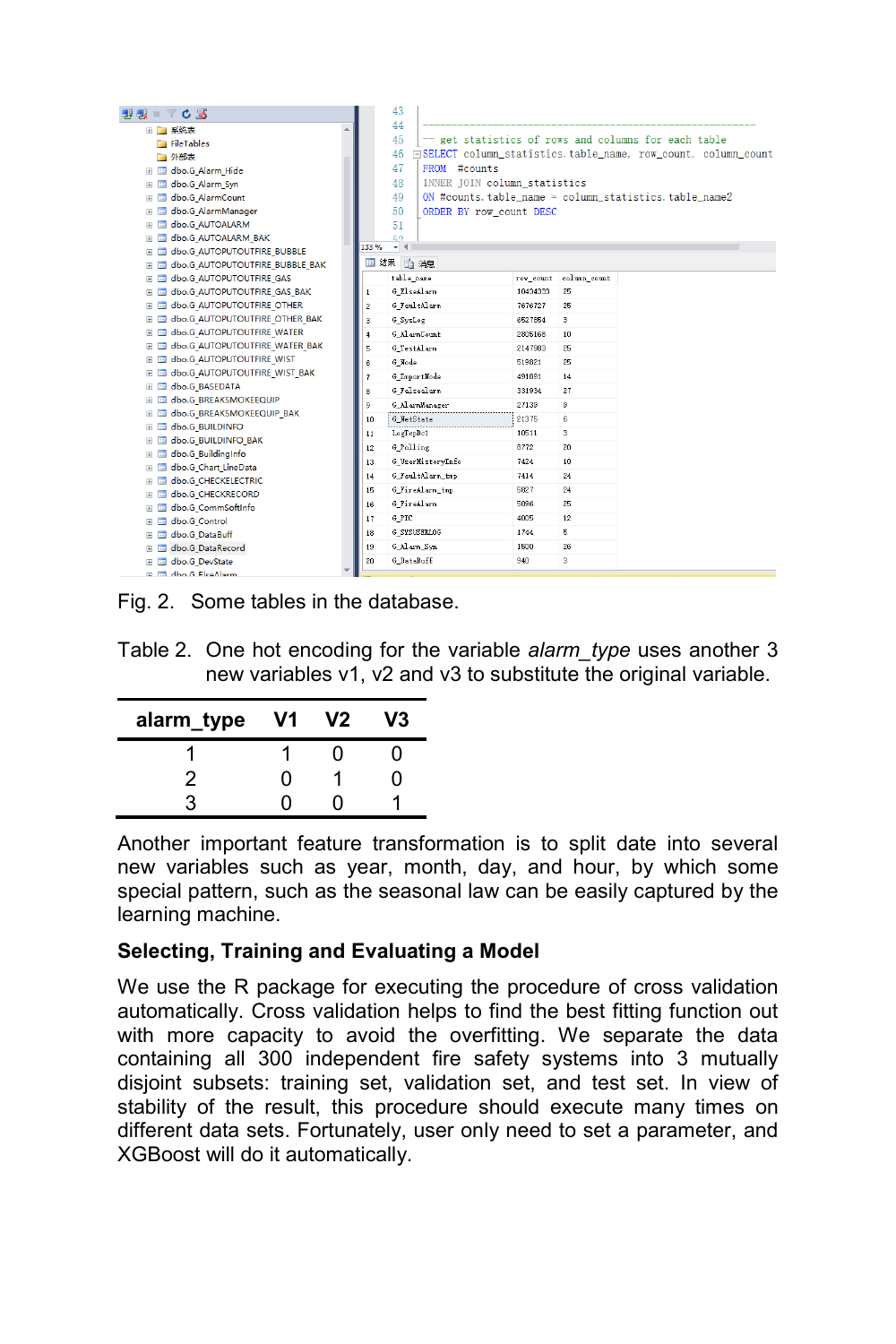Fig. 2. Some tables in the database.

Table 2. One hot encoding for the variable *alarm_type* uses another 3 new variables v1, v2 and v3 to substitute the original variable.

| alarm_type | V1 | V2 | V3 |
|---|---|---|---|
| 1 | 1 | 0 | 0 |
| 2 | 0 | 1 | 0 |
| 3 | 0 | 0 | 1 |

Another important feature transformation is to split date into several new variables such as year, month, day, and hour, by which some special pattern, such as the seasonal law can be easily captured by the learning machine.

### Selecting, Training and Evaluating a Model

We use the R package for executing the procedure of cross validation automatically. Cross validation helps to find the best fitting function out with more capacity to avoid the overfitting. We separate the data containing all 300 independent fire safety systems into 3 mutually disjoint subsets: training set, validation set, and test set. In view of stability of the result, this procedure should execute many times on different data sets. Fortunately, user only need to set a parameter, and XGBoost will do it automatically.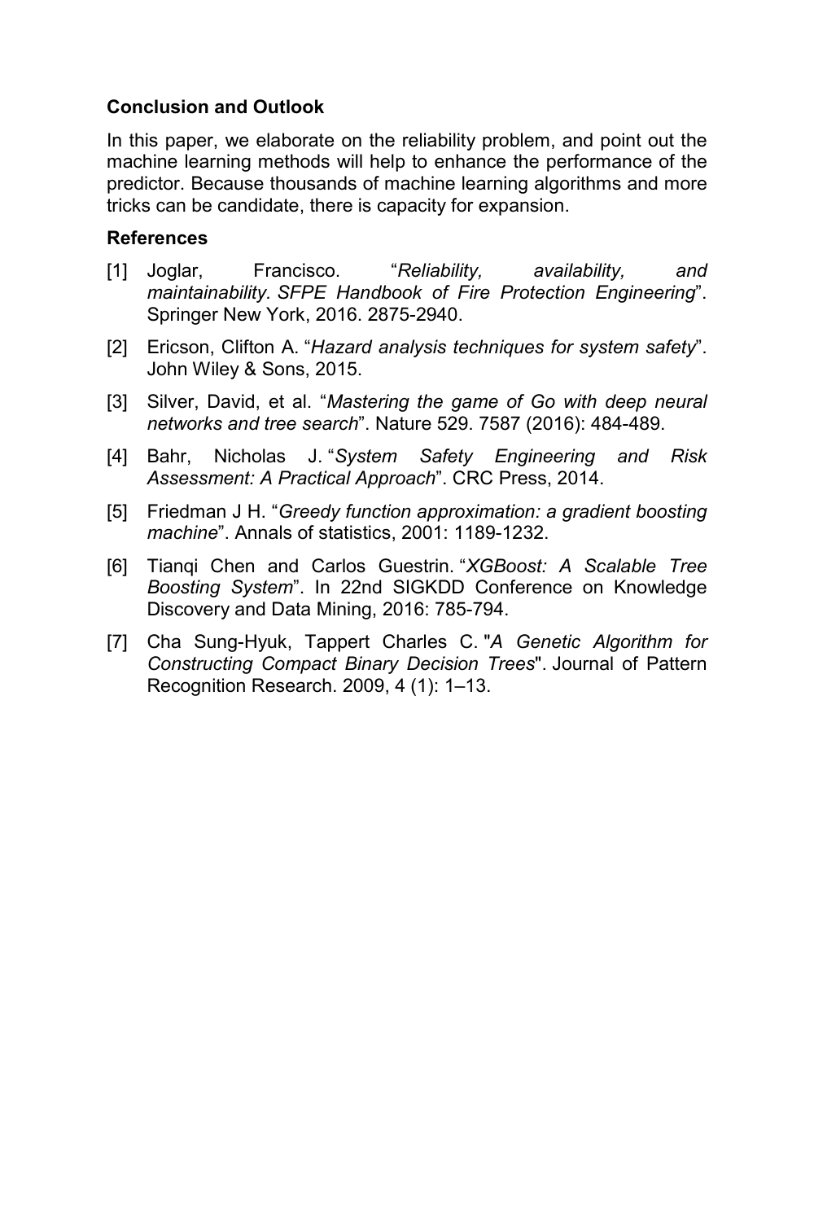## Conclusion and Outlook

In this paper, we elaborate on the reliability problem, and point out the machine learning methods will help to enhance the performance of the predictor. Because thousands of machine learning algorithms and more tricks can be candidate, there is capacity for expansion.

## References

[1] Joglar, Francisco. "*Reliability, availability, and maintainability. SFPE Handbook of Fire Protection Engineering*". Springer New York, 2016. 2875-2940.

[2] Ericson, Clifton A. "*Hazard analysis techniques for system safety*". John Wiley & Sons, 2015.

[3] Silver, David, et al. "*Mastering the game of Go with deep neural networks and tree search*". Nature 529. 7587 (2016): 484-489.

[4] Bahr, Nicholas J. "*System Safety Engineering and Risk Assessment: A Practical Approach*". CRC Press, 2014.

[5] Friedman J H. "*Greedy function approximation: a gradient boosting machine*". Annals of statistics, 2001: 1189-1232.

[6] Tianqi Chen and Carlos Guestrin. "*XGBoost: A Scalable Tree Boosting System*". In 22nd SIGKDD Conference on Knowledge Discovery and Data Mining, 2016: 785-794.

[7] Cha Sung-Hyuk, Tappert Charles C. "*A Genetic Algorithm for Constructing Compact Binary Decision Trees*". Journal of Pattern Recognition Research. 2009, 4 (1): 1–13.